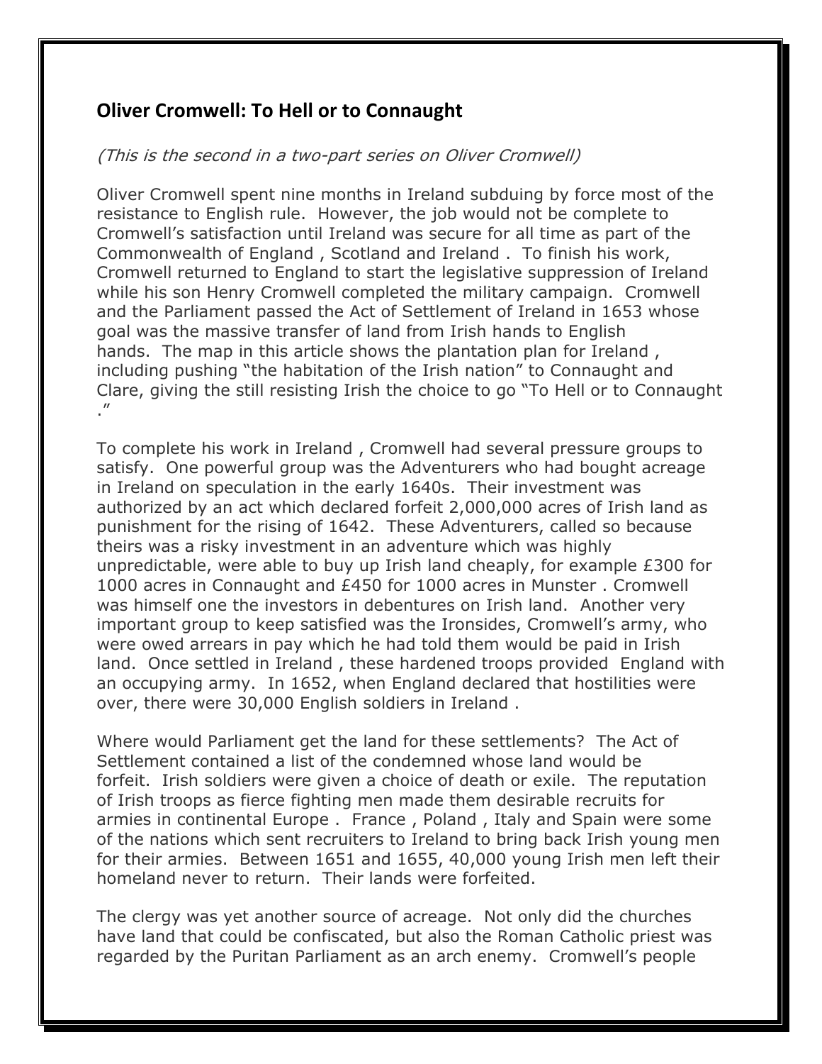## Oliver Cromwell: To Hell or to Connaught

*(This is the second in a two-part series on Oliver Cromwell)*

Oliver Cromwell spent nine months in Ireland subduing by force most of the resistance to English rule. However, the job would not be complete to Cromwell's satisfaction until Ireland was secure for all time as part of the Commonwealth of England , Scotland and Ireland . To finish his work, Cromwell returned to England to start the legislative suppression of Ireland while his son Henry Cromwell completed the military campaign. Cromwell and the Parliament passed the Act of Settlement of Ireland in 1653 whose goal was the massive transfer of land from Irish hands to English hands. The map in this article shows the plantation plan for Ireland , including pushing "the habitation of the Irish nation" to Connaught and Clare, giving the still resisting Irish the choice to go "To Hell or to Connaught ."

To complete his work in Ireland , Cromwell had several pressure groups to satisfy. One powerful group was the Adventurers who had bought acreage in Ireland on speculation in the early 1640s. Their investment was authorized by an act which declared forfeit 2,000,000 acres of Irish land as punishment for the rising of 1642. These Adventurers, called so because theirs was a risky investment in an adventure which was highly unpredictable, were able to buy up Irish land cheaply, for example £300 for 1000 acres in Connaught and £450 for 1000 acres in Munster . Cromwell was himself one the investors in debentures on Irish land. Another very important group to keep satisfied was the Ironsides, Cromwell's army, who were owed arrears in pay which he had told them would be paid in Irish land. Once settled in Ireland , these hardened troops provided England with an occupying army. In 1652, when England declared that hostilities were over, there were 30,000 English soldiers in Ireland .

Where would Parliament get the land for these settlements? The Act of Settlement contained a list of the condemned whose land would be forfeit. Irish soldiers were given a choice of death or exile. The reputation of Irish troops as fierce fighting men made them desirable recruits for armies in continental Europe . France , Poland , Italy and Spain were some of the nations which sent recruiters to Ireland to bring back Irish young men for their armies. Between 1651 and 1655, 40,000 young Irish men left their homeland never to return. Their lands were forfeited.

The clergy was yet another source of acreage. Not only did the churches have land that could be confiscated, but also the Roman Catholic priest was regarded by the Puritan Parliament as an arch enemy. Cromwell's people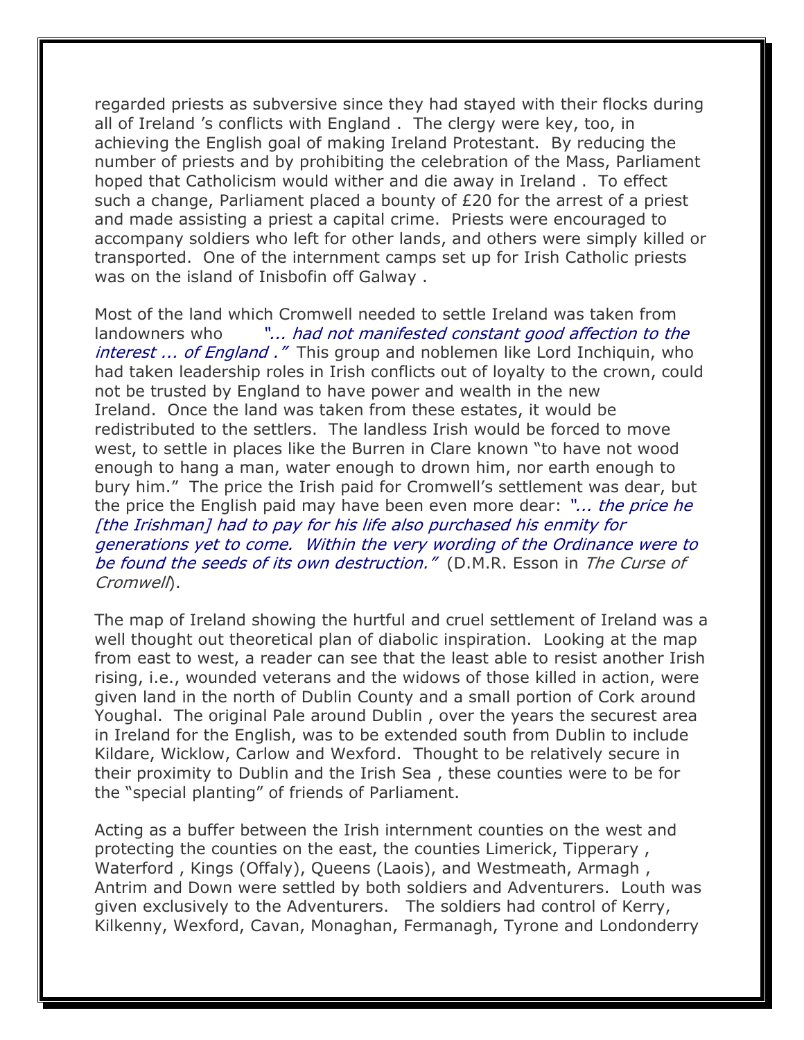regarded priests as subversive since they had stayed with their flocks during all of Ireland 's conflicts with England . The clergy were key, too, in achieving the English goal of making Ireland Protestant. By reducing the number of priests and by prohibiting the celebration of the Mass, Parliament hoped that Catholicism would wither and die away in Ireland . To effect such a change, Parliament placed a bounty of £20 for the arrest of a priest and made assisting a priest a capital crime. Priests were encouraged to accompany soldiers who left for other lands, and others were simply killed or transported. One of the internment camps set up for Irish Catholic priests was on the island of Inisbofin off Galway .

Most of the land which Cromwell needed to settle Ireland was taken from landowners who *"... had not manifested constant good affection to the interest ... of England ."* This group and noblemen like Lord Inchiquin, who had taken leadership roles in Irish conflicts out of loyalty to the crown, could not be trusted by England to have power and wealth in the new Ireland. Once the land was taken from these estates, it would be redistributed to the settlers. The landless Irish would be forced to move west, to settle in places like the Burren in Clare known "to have not wood enough to hang a man, water enough to drown him, nor earth enough to bury him." The price the Irish paid for Cromwell's settlement was dear, but the price the English paid may have been even more dear: *"... the price he [the Irishman] had to pay for his life also purchased his enmity for generations yet to come. Within the very wording of the Ordinance were to be found the seeds of its own destruction."* (D.M.R. Esson in *The Curse of Cromwell*).

The map of Ireland showing the hurtful and cruel settlement of Ireland was a well thought out theoretical plan of diabolic inspiration. Looking at the map from east to west, a reader can see that the least able to resist another Irish rising, i.e., wounded veterans and the widows of those killed in action, were given land in the north of Dublin County and a small portion of Cork around Youghal. The original Pale around Dublin , over the years the securest area in Ireland for the English, was to be extended south from Dublin to include Kildare, Wicklow, Carlow and Wexford. Thought to be relatively secure in their proximity to Dublin and the Irish Sea , these counties were to be for the "special planting" of friends of Parliament.

Acting as a buffer between the Irish internment counties on the west and protecting the counties on the east, the counties Limerick, Tipperary , Waterford , Kings (Offaly), Queens (Laois), and Westmeath, Armagh , Antrim and Down were settled by both soldiers and Adventurers. Louth was given exclusively to the Adventurers. The soldiers had control of Kerry, Kilkenny, Wexford, Cavan, Monaghan, Fermanagh, Tyrone and Londonderry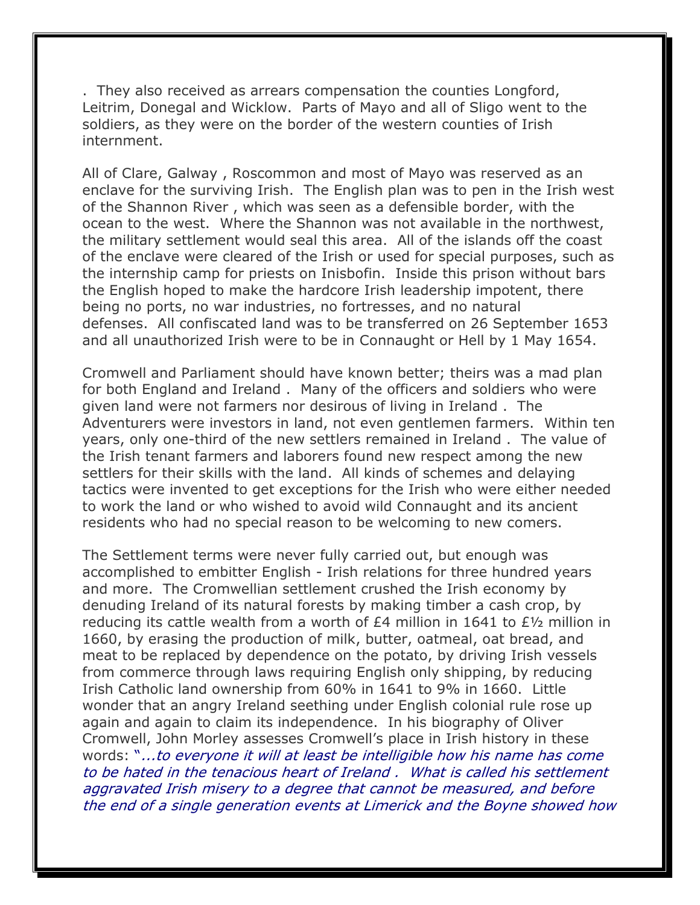. They also received as arrears compensation the counties Longford, Leitrim, Donegal and Wicklow. Parts of Mayo and all of Sligo went to the soldiers, as they were on the border of the western counties of Irish internment.

All of Clare, Galway , Roscommon and most of Mayo was reserved as an enclave for the surviving Irish. The English plan was to pen in the Irish west of the Shannon River , which was seen as a defensible border, with the ocean to the west. Where the Shannon was not available in the northwest, the military settlement would seal this area. All of the islands off the coast of the enclave were cleared of the Irish or used for special purposes, such as the internship camp for priests on Inisbofin. Inside this prison without bars the English hoped to make the hardcore Irish leadership impotent, there being no ports, no war industries, no fortresses, and no natural defenses. All confiscated land was to be transferred on 26 September 1653 and all unauthorized Irish were to be in Connaught or Hell by 1 May 1654.

Cromwell and Parliament should have known better; theirs was a mad plan for both England and Ireland . Many of the officers and soldiers who were given land were not farmers nor desirous of living in Ireland . The Adventurers were investors in land, not even gentlemen farmers. Within ten years, only one-third of the new settlers remained in Ireland . The value of the Irish tenant farmers and laborers found new respect among the new settlers for their skills with the land. All kinds of schemes and delaying tactics were invented to get exceptions for the Irish who were either needed to work the land or who wished to avoid wild Connaught and its ancient residents who had no special reason to be welcoming to new comers.

The Settlement terms were never fully carried out, but enough was accomplished to embitter English - Irish relations for three hundred years and more. The Cromwellian settlement crushed the Irish economy by denuding Ireland of its natural forests by making timber a cash crop, by reducing its cattle wealth from a worth of £4 million in 1641 to £½ million in 1660, by erasing the production of milk, butter, oatmeal, oat bread, and meat to be replaced by dependence on the potato, by driving Irish vessels from commerce through laws requiring English only shipping, by reducing Irish Catholic land ownership from 60% in 1641 to 9% in 1660. Little wonder that an angry Ireland seething under English colonial rule rose up again and again to claim its independence. In his biography of Oliver Cromwell, John Morley assesses Cromwell's place in Irish history in these words: "*...to everyone it will at least be intelligible how his name has come to be hated in the tenacious heart of Ireland . What is called his settlement aggravated Irish misery to a degree that cannot be measured, and before the end of a single generation events at Limerick and the Boyne showed how*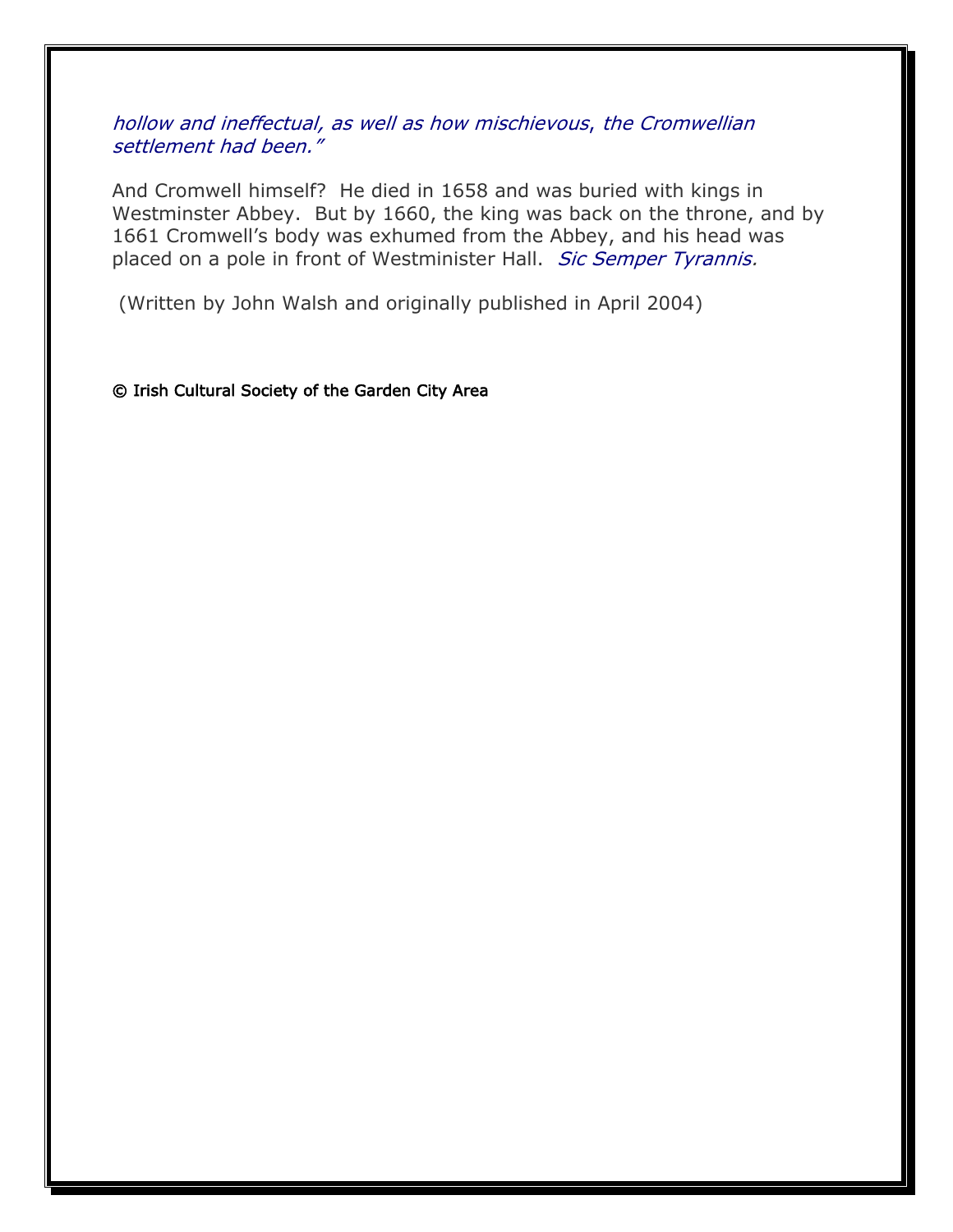*hollow and ineffectual, as well as how mischievous, the Cromwellian settlement had been."*

And Cromwell himself? He died in 1658 and was buried with kings in Westminster Abbey. But by 1660, the king was back on the throne, and by 1661 Cromwell's body was exhumed from the Abbey, and his head was placed on a pole in front of Westminister Hall. *Sic Semper Tyrannis.*

(Written by John Walsh and originally published in April 2004)

© Irish Cultural Society of the Garden City Area